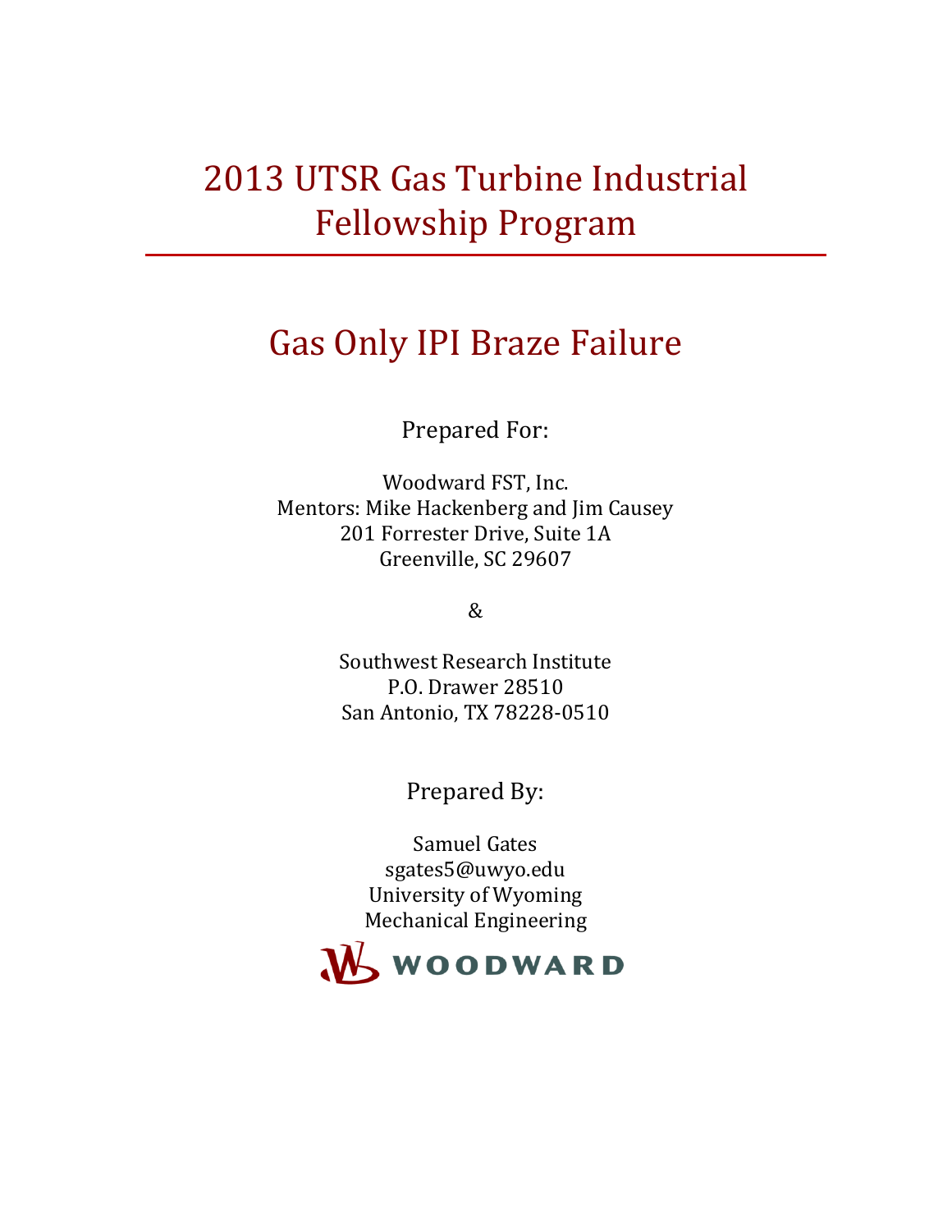# 2013 UTSR Gas Turbine Industrial Fellowship Program

## Gas Only IPI Braze Failure

Prepared For:

Woodward FST, Inc.
Mentors: Mike Hackenberg and Jim Causey
201 Forrester Drive, Suite 1A
Greenville, SC 29607

&

Southwest Research Institute
P.O. Drawer 28510
San Antonio, TX 78228-0510

Prepared By:

Samuel Gates
sgates5@uwyo.edu
University of Wyoming
Mechanical Engineering

WOODWARD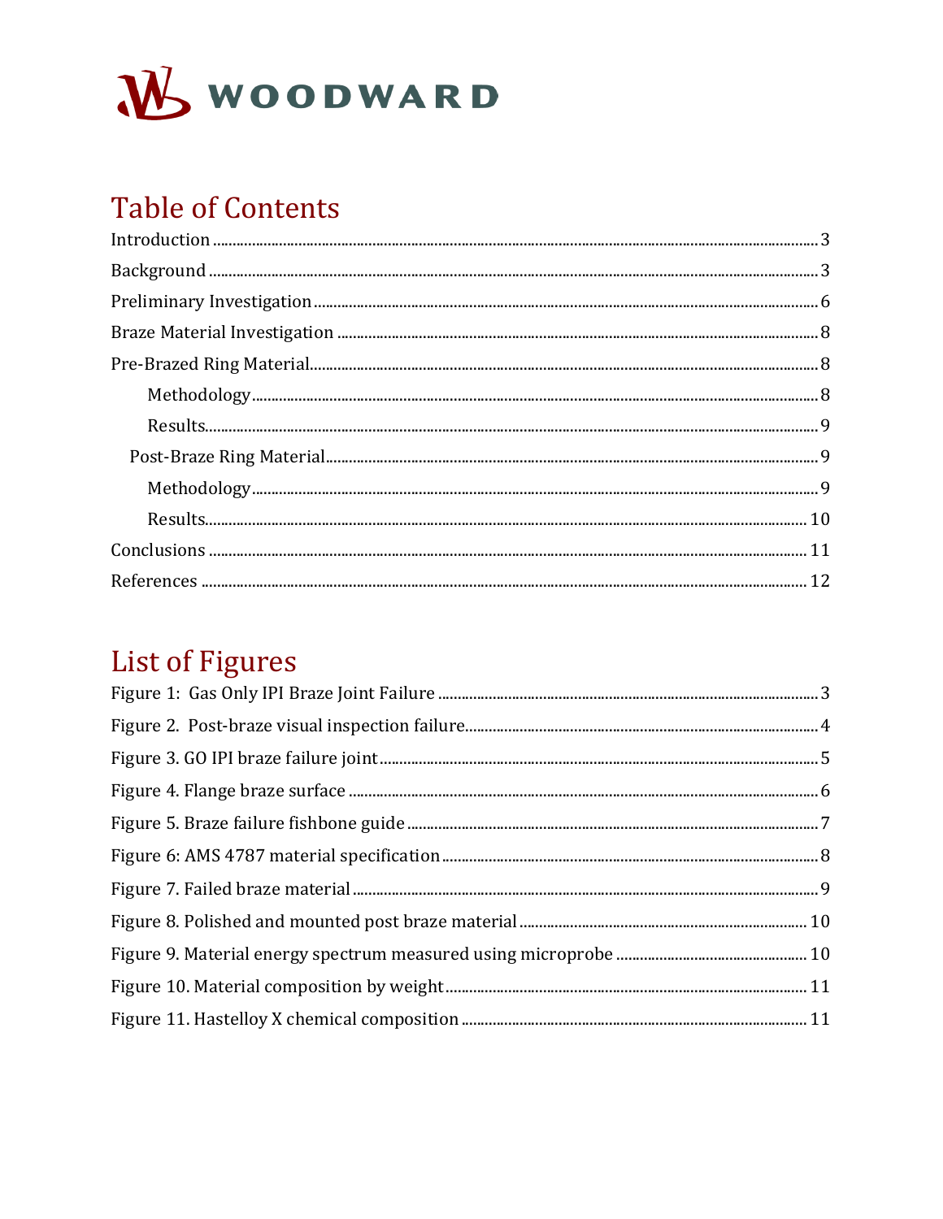# Table of Contents

Introduction ........................................................................................................................................ 3

Background ......................................................................................................................................... 3

Preliminary Investigation ................................................................................................................. 6

Braze Material Investigation ........................................................................................................... 8

Pre-Brazed Ring Material.................................................................................................................. 8

- Methodology .................................................................................................................................. 8
- Results............................................................................................................................................ 9

Post-Braze Ring Material................................................................................................................... 9

- Methodology .................................................................................................................................. 9
- Results............................................................................................................................................ 10

Conclusions ......................................................................................................................................... 11

References ........................................................................................................................................... 12

# List of Figures

Figure 1: Gas Only IPI Braze Joint Failure ....................................................................................... 3

Figure 2. Post-braze visual inspection failure.................................................................................. 4

Figure 3. GO IPI braze failure joint.................................................................................................... 5

Figure 4. Flange braze surface ........................................................................................................... 6

Figure 5. Braze failure fishbone guide .............................................................................................. 7

Figure 6: AMS 4787 material specification...................................................................................... 8

Figure 7. Failed braze material .......................................................................................................... 9

Figure 8. Polished and mounted post braze material ...................................................................... 10

Figure 9. Material energy spectrum measured using microprobe ................................................. 10

Figure 10. Material composition by weight...................................................................................... 11

Figure 11. Hastelloy X chemical composition ................................................................................. 11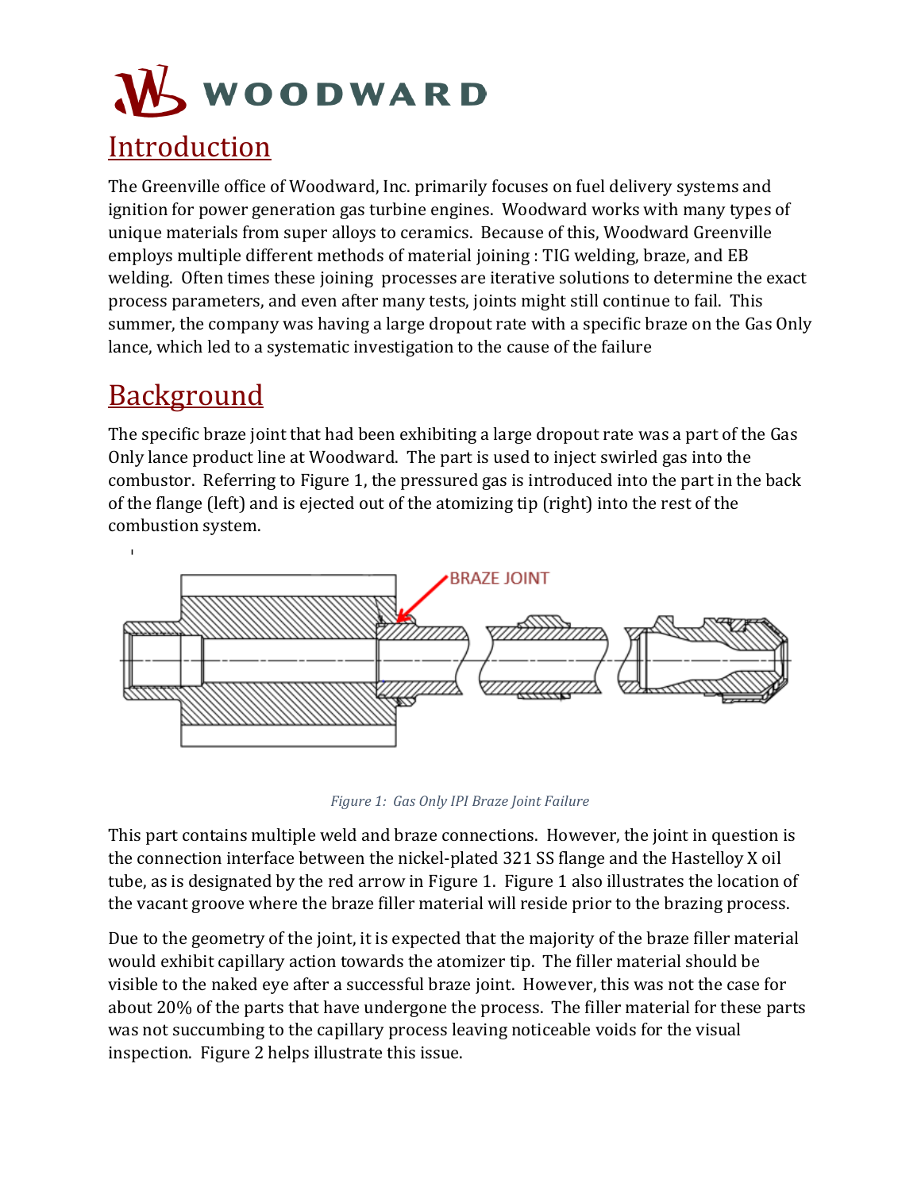# Introduction

The Greenville office of Woodward, Inc. primarily focuses on fuel delivery systems and ignition for power generation gas turbine engines. Woodward works with many types of unique materials from super alloys to ceramics. Because of this, Woodward Greenville employs multiple different methods of material joining : TIG welding, braze, and EB welding. Often times these joining processes are iterative solutions to determine the exact process parameters, and even after many tests, joints might still continue to fail. This summer, the company was having a large dropout rate with a specific braze on the Gas Only lance, which led to a systematic investigation to the cause of the failure

# Background

The specific braze joint that had been exhibiting a large dropout rate was a part of the Gas Only lance product line at Woodward. The part is used to inject swirled gas into the combustor. Referring to Figure 1, the pressured gas is introduced into the part in the back of the flange (left) and is ejected out of the atomizing tip (right) into the rest of the combustion system.

*Figure 1: Gas Only IPI Braze Joint Failure*

This part contains multiple weld and braze connections. However, the joint in question is the connection interface between the nickel-plated 321 SS flange and the Hastelloy X oil tube, as is designated by the red arrow in Figure 1. Figure 1 also illustrates the location of the vacant groove where the braze filler material will reside prior to the brazing process.

Due to the geometry of the joint, it is expected that the majority of the braze filler material would exhibit capillary action towards the atomizer tip. The filler material should be visible to the naked eye after a successful braze joint. However, this was not the case for about 20% of the parts that have undergone the process. The filler material for these parts was not succumbing to the capillary process leaving noticeable voids for the visual inspection. Figure 2 helps illustrate this issue.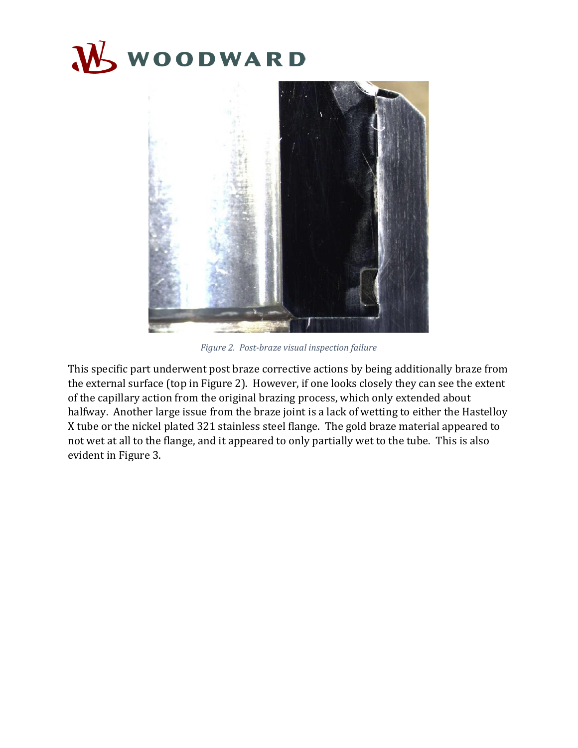*Figure 2. Post-braze visual inspection failure*

This specific part underwent post braze corrective actions by being additionally braze from the external surface (top in Figure 2). However, if one looks closely they can see the extent of the capillary action from the original brazing process, which only extended about halfway. Another large issue from the braze joint is a lack of wetting to either the Hastelloy X tube or the nickel plated 321 stainless steel flange. The gold braze material appeared to not wet at all to the flange, and it appeared to only partially wet to the tube. This is also evident in Figure 3.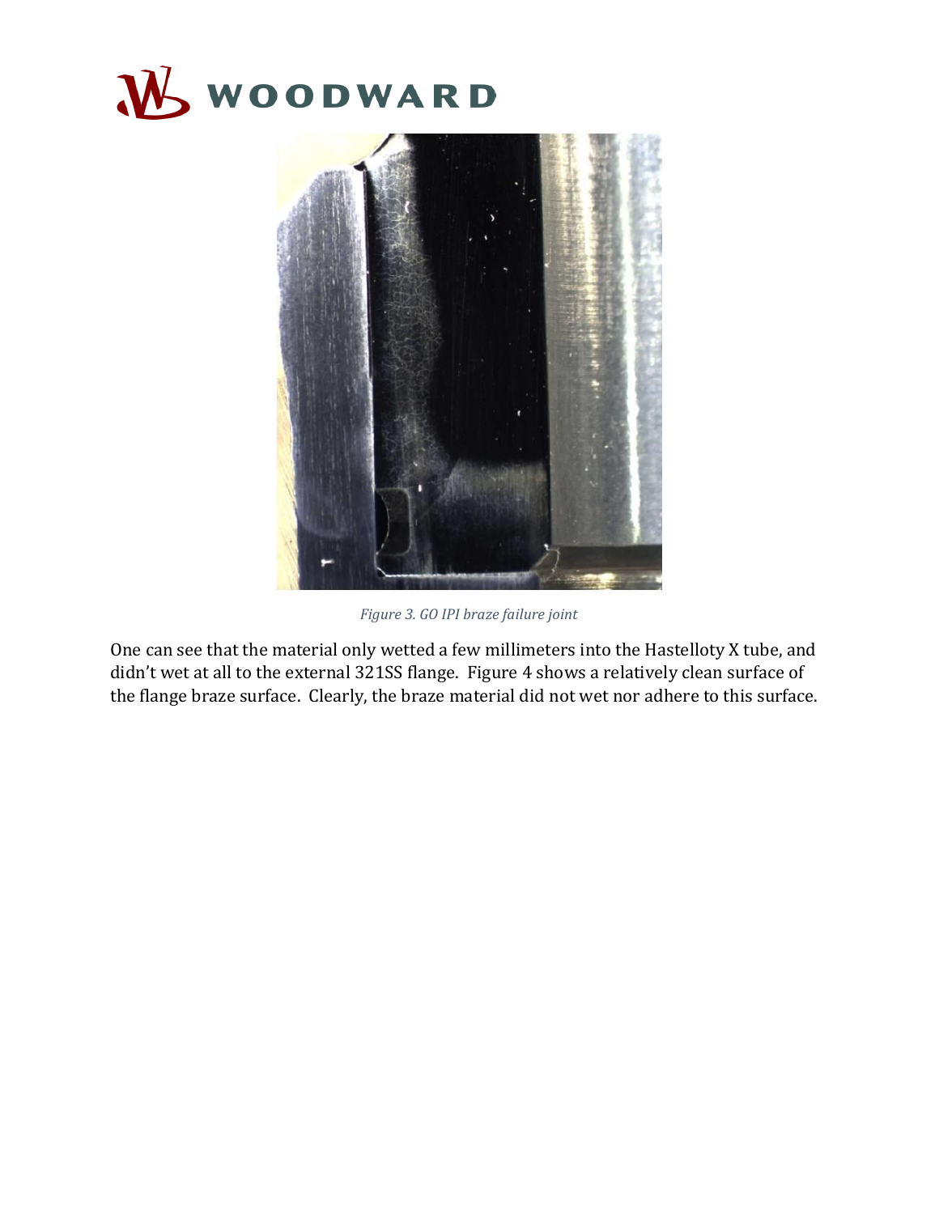*Figure 3. GO IPI braze failure joint*

One can see that the material only wetted a few millimeters into the Hastelloty X tube, and didn't wet at all to the external 321SS flange. Figure 4 shows a relatively clean surface of the flange braze surface. Clearly, the braze material did not wet nor adhere to this surface.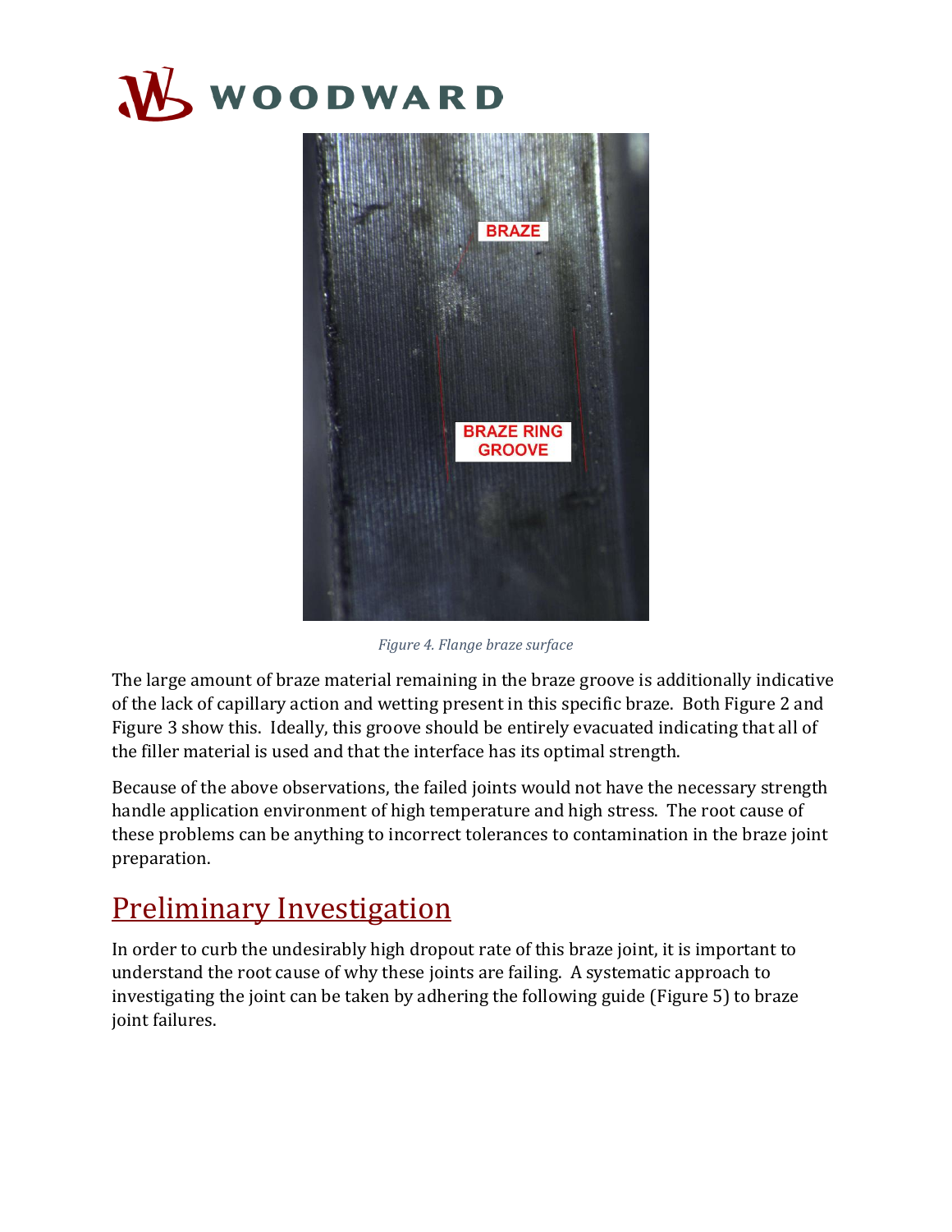*Figure 4. Flange braze surface*

The large amount of braze material remaining in the braze groove is additionally indicative of the lack of capillary action and wetting present in this specific braze. Both Figure 2 and Figure 3 show this. Ideally, this groove should be entirely evacuated indicating that all of the filler material is used and that the interface has its optimal strength.

Because of the above observations, the failed joints would not have the necessary strength handle application environment of high temperature and high stress. The root cause of these problems can be anything to incorrect tolerances to contamination in the braze joint preparation.

## Preliminary Investigation

In order to curb the undesirably high dropout rate of this braze joint, it is important to understand the root cause of why these joints are failing. A systematic approach to investigating the joint can be taken by adhering the following guide (Figure 5) to braze joint failures.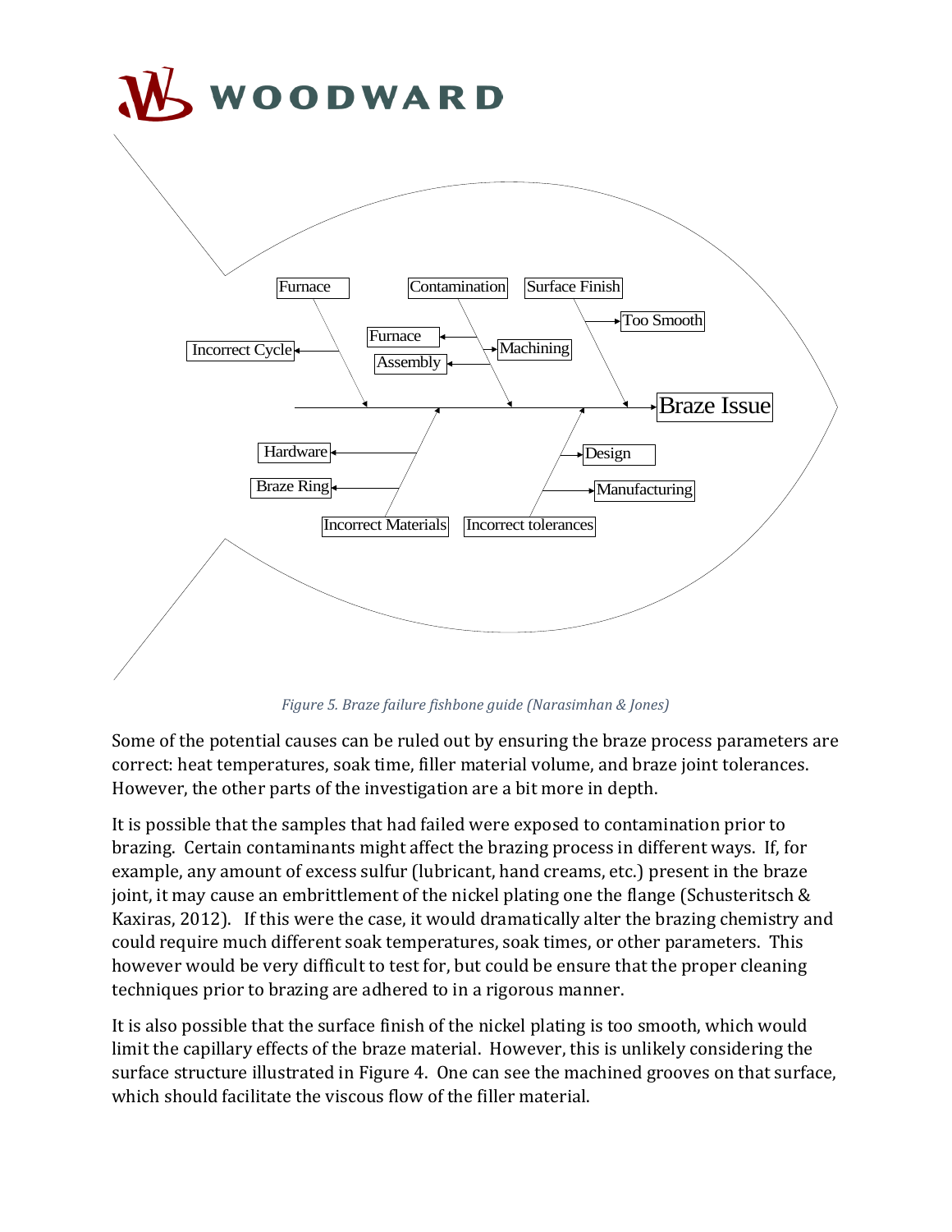*Figure 5. Braze failure fishbone guide (Narasimhan & Jones)*

Some of the potential causes can be ruled out by ensuring the braze process parameters are correct: heat temperatures, soak time, filler material volume, and braze joint tolerances. However, the other parts of the investigation are a bit more in depth.

It is possible that the samples that had failed were exposed to contamination prior to brazing. Certain contaminants might affect the brazing process in different ways. If, for example, any amount of excess sulfur (lubricant, hand creams, etc.) present in the braze joint, it may cause an embrittlement of the nickel plating one the flange (Schusteritsch & Kaxiras, 2012). If this were the case, it would dramatically alter the brazing chemistry and could require much different soak temperatures, soak times, or other parameters. This however would be very difficult to test for, but could be ensure that the proper cleaning techniques prior to brazing are adhered to in a rigorous manner.

It is also possible that the surface finish of the nickel plating is too smooth, which would limit the capillary effects of the braze material. However, this is unlikely considering the surface structure illustrated in Figure 4. One can see the machined grooves on that surface, which should facilitate the viscous flow of the filler material.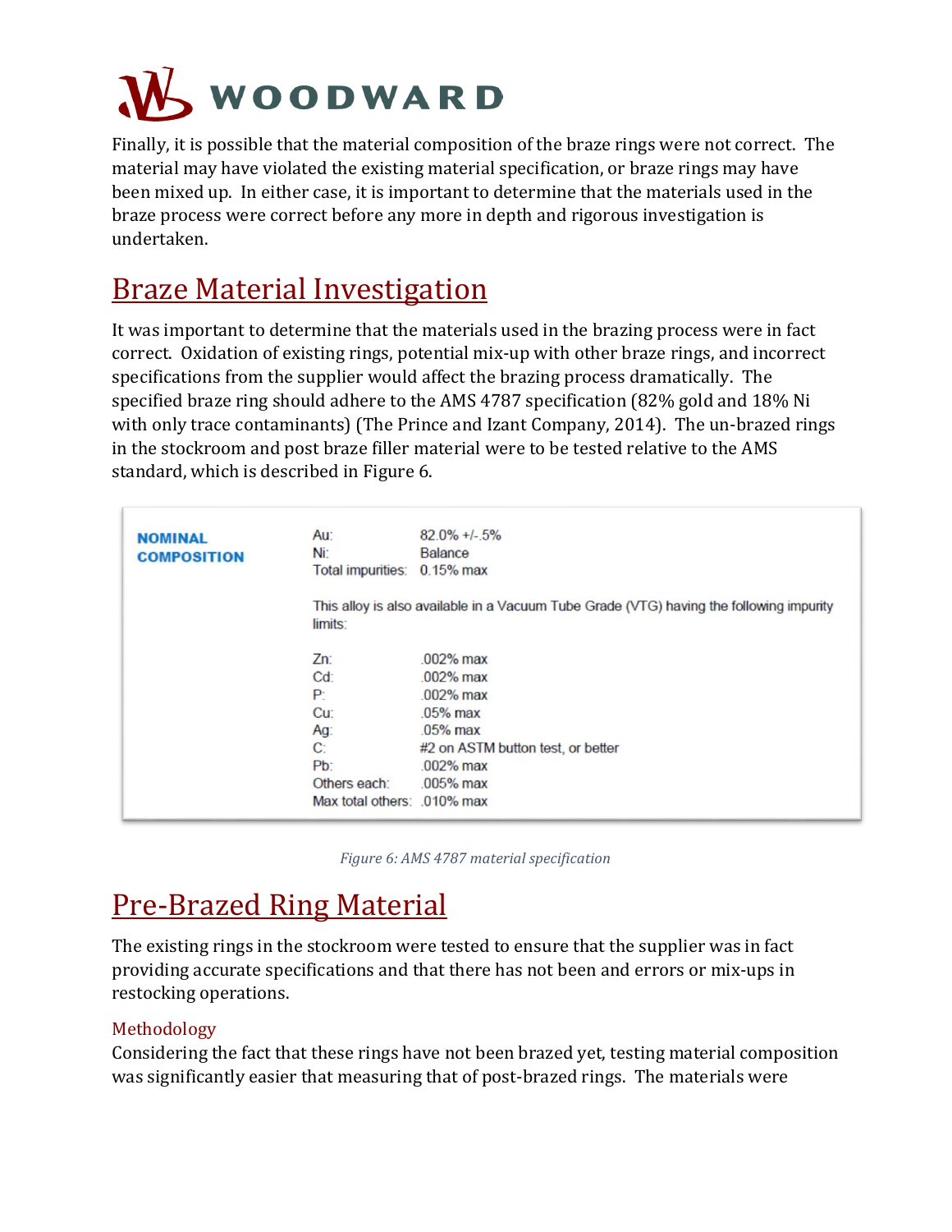Finally, it is possible that the material composition of the braze rings were not correct. The material may have violated the existing material specification, or braze rings may have been mixed up. In either case, it is important to determine that the materials used in the braze process were correct before any more in depth and rigorous investigation is undertaken.

# Braze Material Investigation

It was important to determine that the materials used in the brazing process were in fact correct. Oxidation of existing rings, potential mix-up with other braze rings, and incorrect specifications from the supplier would affect the brazing process dramatically. The specified braze ring should adhere to the AMS 4787 specification (82% gold and 18% Ni with only trace contaminants) (The Prince and Izant Company, 2014). The un-brazed rings in the stockroom and post braze filler material were to be tested relative to the AMS standard, which is described in Figure 6.

| **NOMINAL COMPOSITION** | | |
|---|---|---|
| | Au: | 82.0% +/-.5% |
| | Ni: | Balance |
| | Total impurities: | 0.15% max |
| | This alloy is also available in a Vacuum Tube Grade (VTG) having the following impurity limits: | |
| | Zn: | .002% max |
| | Cd: | .002% max |
| | P: | .002% max |
| | Cu: | .05% max |
| | Ag: | .05% max |
| | C: | #2 on ASTM button test, or better |
| | Pb: | .002% max |
| | Others each: | .005% max |
| | Max total others: | .010% max |

*Figure 6: AMS 4787 material specification*

# Pre-Brazed Ring Material

The existing rings in the stockroom were tested to ensure that the supplier was in fact providing accurate specifications and that there has not been and errors or mix-ups in restocking operations.

### Methodology

Considering the fact that these rings have not been brazed yet, testing material composition was significantly easier that measuring that of post-brazed rings. The materials were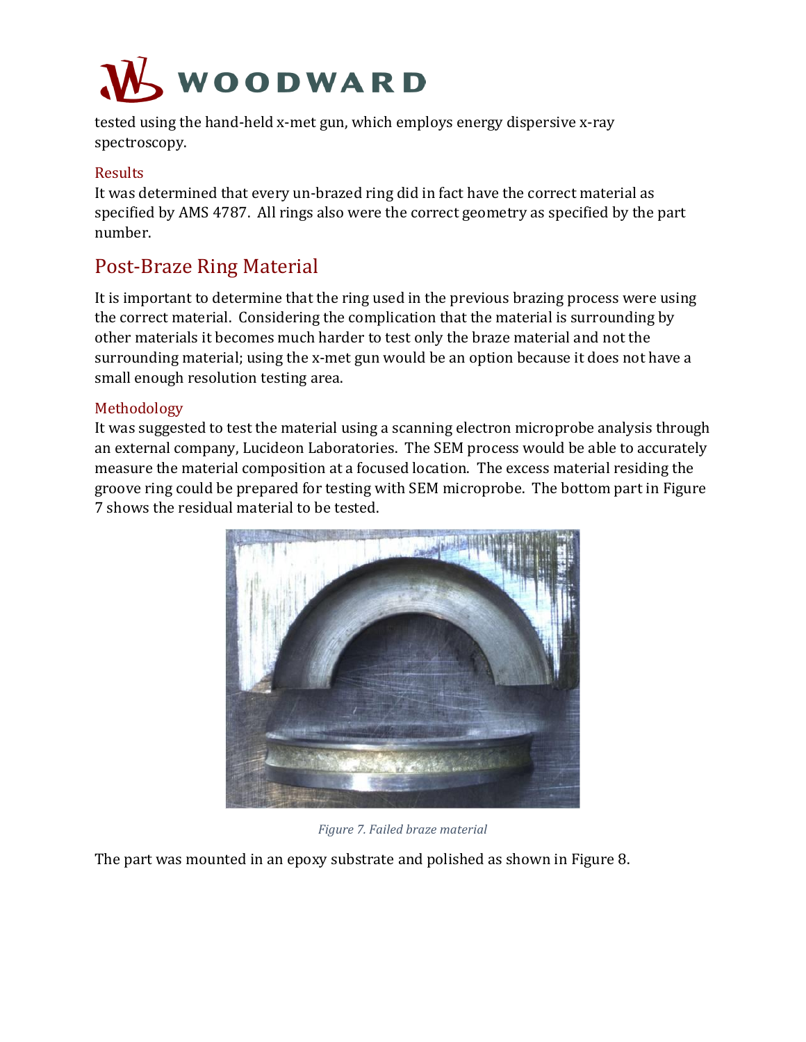tested using the hand-held x-met gun, which employs energy dispersive x-ray spectroscopy.

### Results

It was determined that every un-brazed ring did in fact have the correct material as specified by AMS 4787. All rings also were the correct geometry as specified by the part number.

## Post-Braze Ring Material

It is important to determine that the ring used in the previous brazing process were using the correct material. Considering the complication that the material is surrounding by other materials it becomes much harder to test only the braze material and not the surrounding material; using the x-met gun would be an option because it does not have a small enough resolution testing area.

### Methodology

It was suggested to test the material using a scanning electron microprobe analysis through an external company, Lucideon Laboratories. The SEM process would be able to accurately measure the material composition at a focused location. The excess material residing the groove ring could be prepared for testing with SEM microprobe. The bottom part in Figure 7 shows the residual material to be tested.

*Figure 7. Failed braze material*

The part was mounted in an epoxy substrate and polished as shown in Figure 8.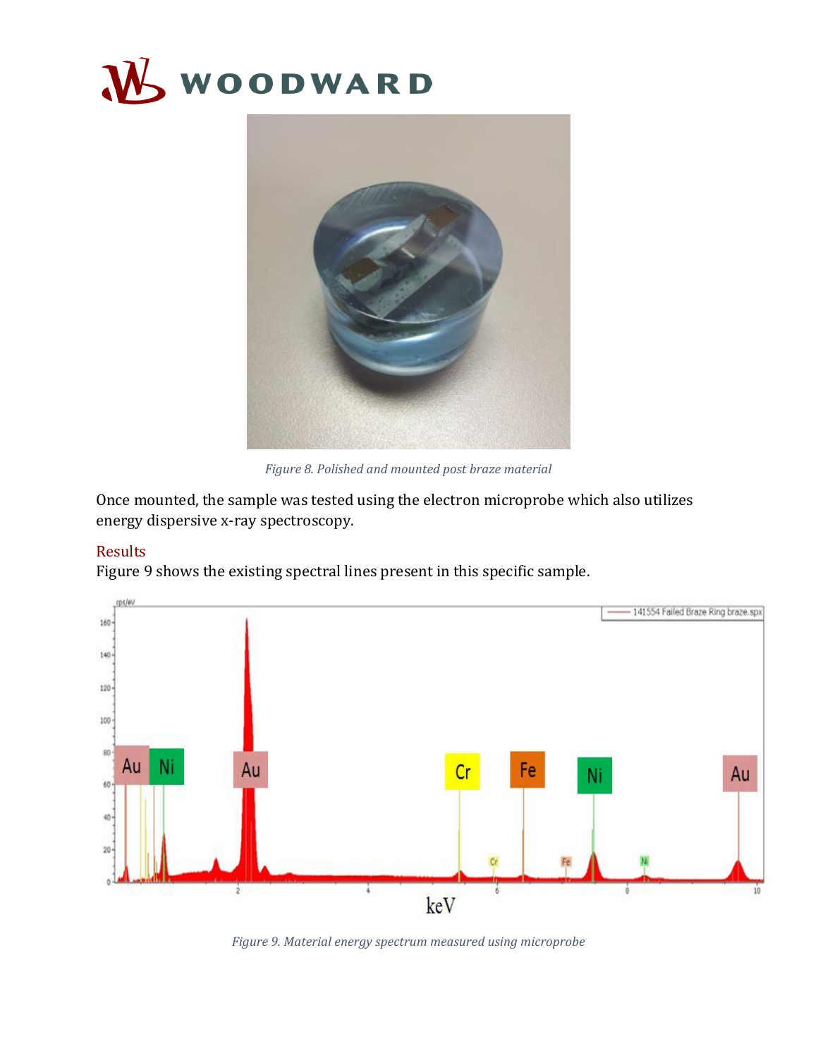*Figure 8. Polished and mounted post braze material*

Once mounted, the sample was tested using the electron microprobe which also utilizes energy dispersive x-ray spectroscopy.

## Results

Figure 9 shows the existing spectral lines present in this specific sample.

*Figure 9. Material energy spectrum measured using microprobe*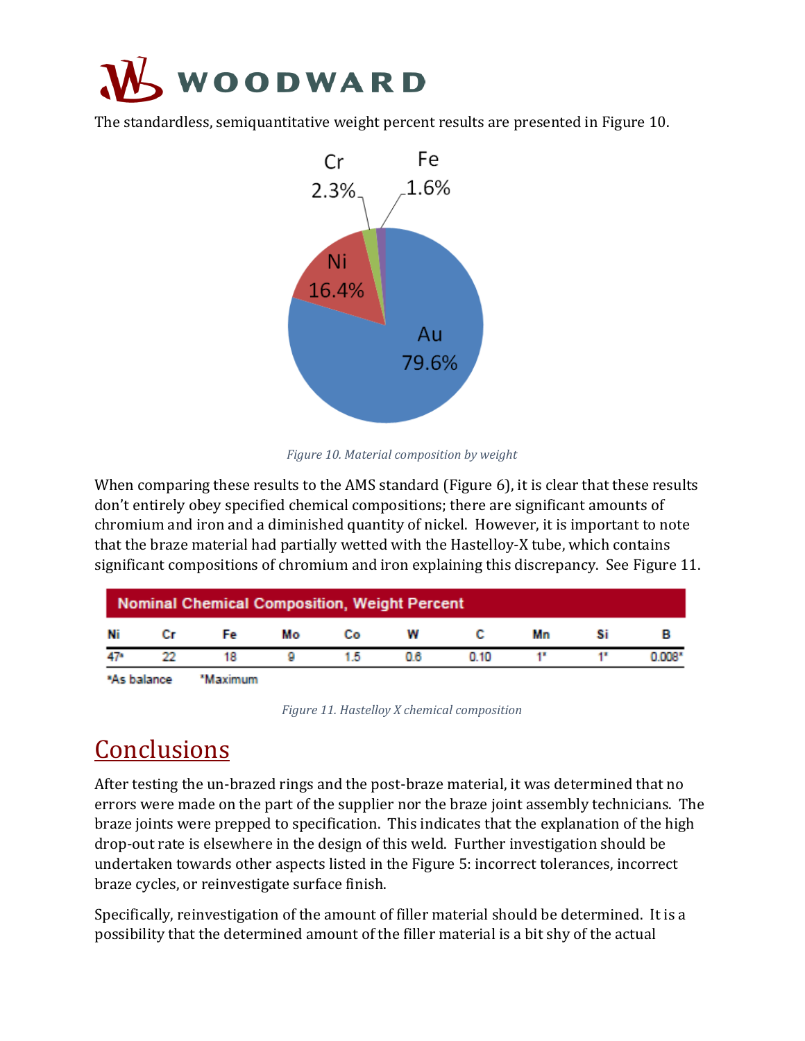The standardless, semiquantitative weight percent results are presented in Figure 10.

Cr 2.3%
Fe 1.6%
Ni 16.4%
Au 79.6%

*Figure 10. Material composition by weight*

When comparing these results to the AMS standard (Figure 6), it is clear that these results don't entirely obey specified chemical compositions; there are significant amounts of chromium and iron and a diminished quantity of nickel. However, it is important to note that the braze material had partially wetted with the Hastelloy-X tube, which contains significant compositions of chromium and iron explaining this discrepancy. See Figure 11.

**Nominal Chemical Composition, Weight Percent**

| Ni | Cr | Fe | Mo | Co | W | C | Mn | Si | B |
|---|---|---|---|---|---|---|---|---|---|
| 47* | 22 | 18 | 9 | 1.5 | 0.6 | 0.10 | 1* | 1* | 0.008* |

*As balance &nbsp;&nbsp; *Maximum

*Figure 11. Hastelloy X chemical composition*

# Conclusions

After testing the un-brazed rings and the post-braze material, it was determined that no errors were made on the part of the supplier nor the braze joint assembly technicians. The braze joints were prepped to specification. This indicates that the explanation of the high drop-out rate is elsewhere in the design of this weld. Further investigation should be undertaken towards other aspects listed in the Figure 5: incorrect tolerances, incorrect braze cycles, or reinvestigate surface finish.

Specifically, reinvestigation of the amount of filler material should be determined. It is a possibility that the determined amount of the filler material is a bit shy of the actual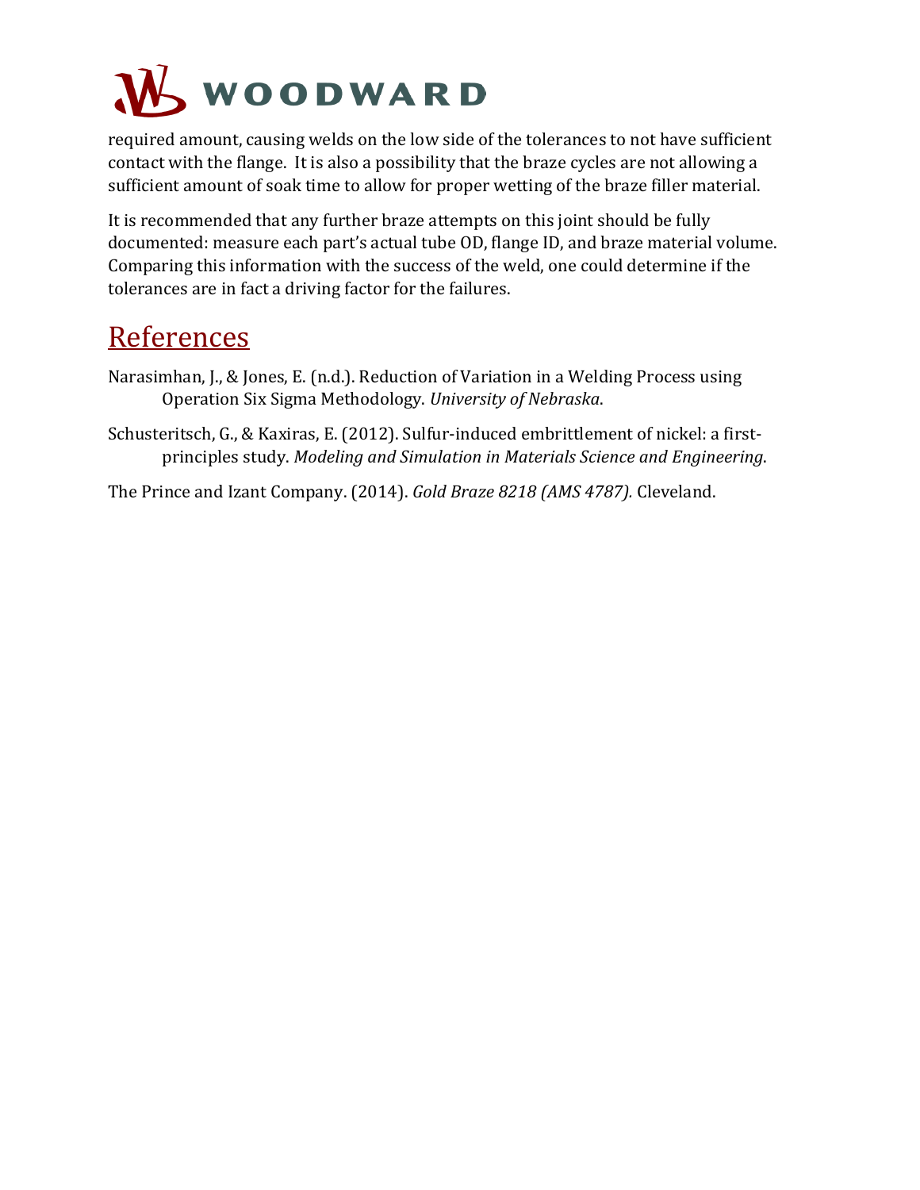required amount, causing welds on the low side of the tolerances to not have sufficient contact with the flange. It is also a possibility that the braze cycles are not allowing a sufficient amount of soak time to allow for proper wetting of the braze filler material.

It is recommended that any further braze attempts on this joint should be fully documented: measure each part's actual tube OD, flange ID, and braze material volume. Comparing this information with the success of the weld, one could determine if the tolerances are in fact a driving factor for the failures.

## References

Narasimhan, J., & Jones, E. (n.d.). Reduction of Variation in a Welding Process using Operation Six Sigma Methodology. *University of Nebraska*.

Schusteritsch, G., & Kaxiras, E. (2012). Sulfur-induced embrittlement of nickel: a first-principles study. *Modeling and Simulation in Materials Science and Engineering*.

The Prince and Izant Company. (2014). *Gold Braze 8218 (AMS 4787).* Cleveland.